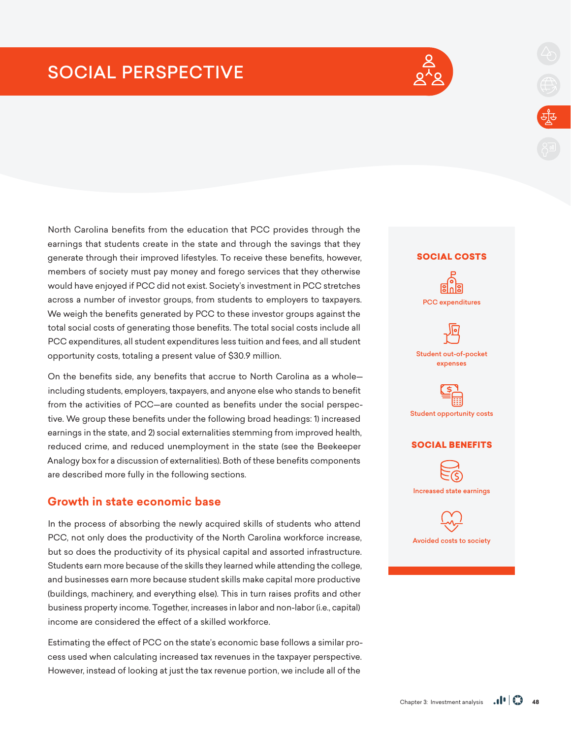# SOCIAL PERSPECTIVE

North Carolina benefits from the education that PCC provides through the earnings that students create in the state and through the savings that they generate through their improved lifestyles. To receive these benefits, however, members of society must pay money and forego services that they otherwise would have enjoyed if PCC did not exist. Society's investment in PCC stretches across a number of investor groups, from students to employers to taxpayers. We weigh the benefits generated by PCC to these investor groups against the total social costs of generating those benefits. The total social costs include all PCC expenditures, all student expenditures less tuition and fees, and all student opportunity costs, totaling a present value of $30.9 million.

On the benefits side, any benefits that accrue to North Carolina as a whole—including students, employers, taxpayers, and anyone else who stands to benefit from the activities of PCC—are counted as benefits under the social perspective. We group these benefits under the following broad headings: 1) increased earnings in the state, and 2) social externalities stemming from improved health, reduced crime, and reduced unemployment in the state (see the Beekeeper Analogy box for a discussion of externalities). Both of these benefits components are described more fully in the following sections.

**SOCIAL COSTS**

- PCC expenditures
- Student out-of-pocket expenses
- Student opportunity costs

**SOCIAL BENEFITS**

- Increased state earnings
- Avoided costs to society

## Growth in state economic base

In the process of absorbing the newly acquired skills of students who attend PCC, not only does the productivity of the North Carolina workforce increase, but so does the productivity of its physical capital and assorted infrastructure. Students earn more because of the skills they learned while attending the college, and businesses earn more because student skills make capital more productive (buildings, machinery, and everything else). This in turn raises profits and other business property income. Together, increases in labor and non-labor (i.e., capital) income are considered the effect of a skilled workforce.

Estimating the effect of PCC on the state's economic base follows a similar process used when calculating increased tax revenues in the taxpayer perspective. However, instead of looking at just the tax revenue portion, we include all of the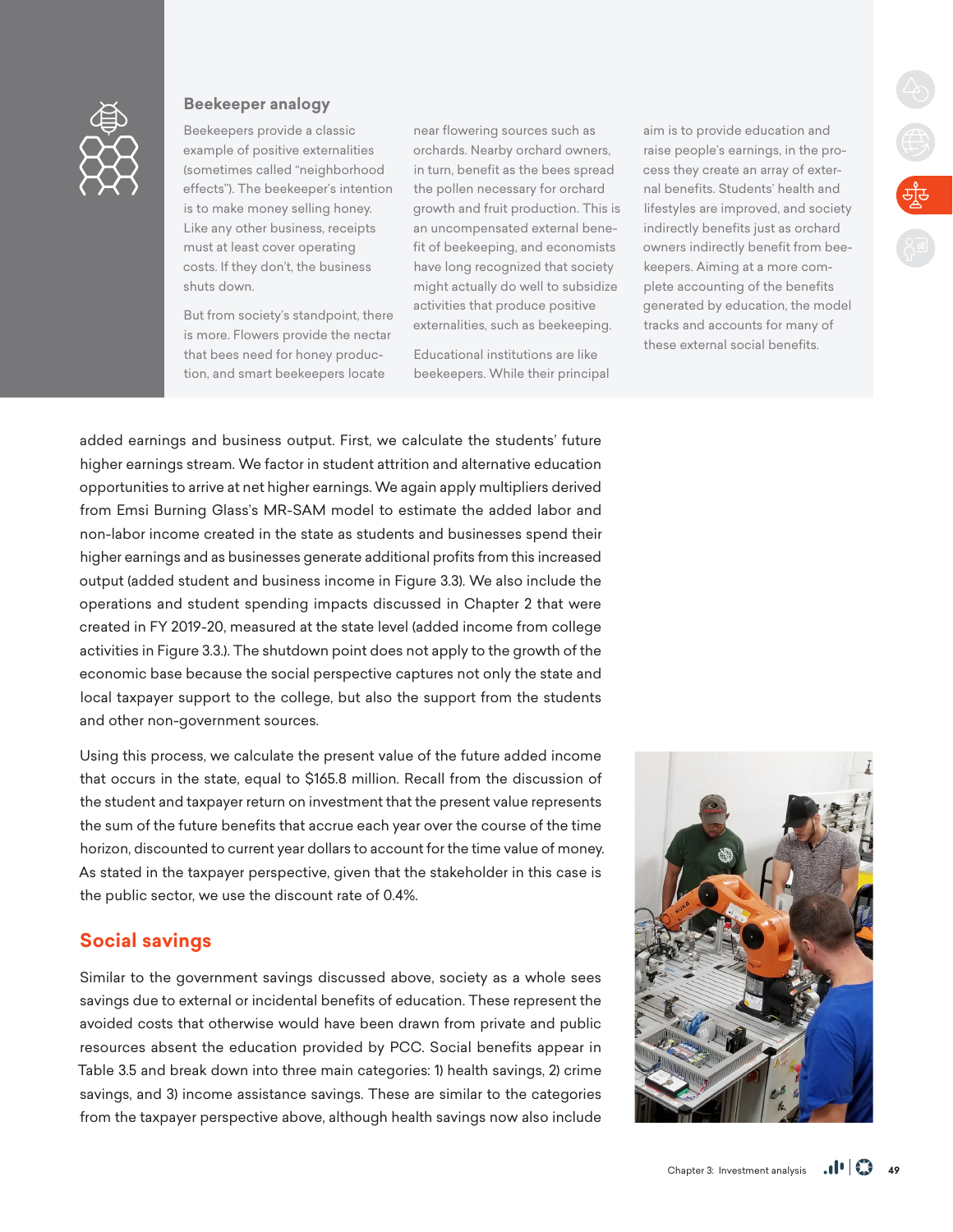### Beekeeper analogy

Beekeepers provide a classic example of positive externalities (sometimes called "neighborhood effects"). The beekeeper's intention is to make money selling honey. Like any other business, receipts must at least cover operating costs. If they don't, the business shuts down.

But from society's standpoint, there is more. Flowers provide the nectar that bees need for honey production, and smart beekeepers locate near flowering sources such as orchards. Nearby orchard owners, in turn, benefit as the bees spread the pollen necessary for orchard growth and fruit production. This is an uncompensated external benefit of beekeeping, and economists have long recognized that society might actually do well to subsidize activities that produce positive externalities, such as beekeeping.

Educational institutions are like beekeepers. While their principal aim is to provide education and raise people's earnings, in the process they create an array of external benefits. Students' health and lifestyles are improved, and society indirectly benefits just as orchard owners indirectly benefit from beekeepers. Aiming at a more complete accounting of the benefits generated by education, the model tracks and accounts for many of these external social benefits.

added earnings and business output. First, we calculate the students' future higher earnings stream. We factor in student attrition and alternative education opportunities to arrive at net higher earnings. We again apply multipliers derived from Emsi Burning Glass's MR-SAM model to estimate the added labor and non-labor income created in the state as students and businesses spend their higher earnings and as businesses generate additional profits from this increased output (added student and business income in Figure 3.3). We also include the operations and student spending impacts discussed in Chapter 2 that were created in FY 2019-20, measured at the state level (added income from college activities in Figure 3.3.). The shutdown point does not apply to the growth of the economic base because the social perspective captures not only the state and local taxpayer support to the college, but also the support from the students and other non-government sources.

Using this process, we calculate the present value of the future added income that occurs in the state, equal to $165.8 million. Recall from the discussion of the student and taxpayer return on investment that the present value represents the sum of the future benefits that accrue each year over the course of the time horizon, discounted to current year dollars to account for the time value of money. As stated in the taxpayer perspective, given that the stakeholder in this case is the public sector, we use the discount rate of 0.4%.

## Social savings

Similar to the government savings discussed above, society as a whole sees savings due to external or incidental benefits of education. These represent the avoided costs that otherwise would have been drawn from private and public resources absent the education provided by PCC. Social benefits appear in Table 3.5 and break down into three main categories: 1) health savings, 2) crime savings, and 3) income assistance savings. These are similar to the categories from the taxpayer perspective above, although health savings now also include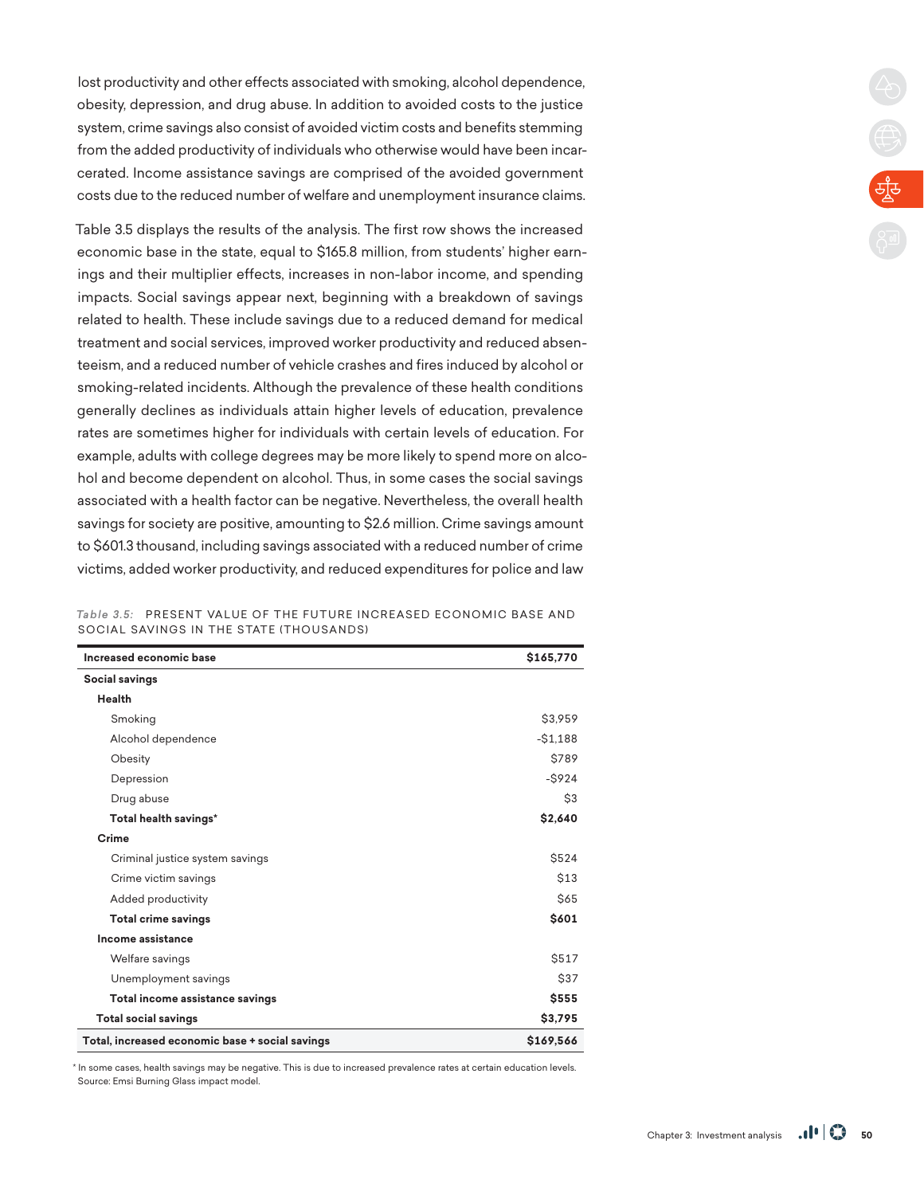lost productivity and other effects associated with smoking, alcohol dependence, obesity, depression, and drug abuse. In addition to avoided costs to the justice system, crime savings also consist of avoided victim costs and benefits stemming from the added productivity of individuals who otherwise would have been incarcerated. Income assistance savings are comprised of the avoided government costs due to the reduced number of welfare and unemployment insurance claims.

Table 3.5 displays the results of the analysis. The first row shows the increased economic base in the state, equal to $165.8 million, from students' higher earnings and their multiplier effects, increases in non-labor income, and spending impacts. Social savings appear next, beginning with a breakdown of savings related to health. These include savings due to a reduced demand for medical treatment and social services, improved worker productivity and reduced absenteeism, and a reduced number of vehicle crashes and fires induced by alcohol or smoking-related incidents. Although the prevalence of these health conditions generally declines as individuals attain higher levels of education, prevalence rates are sometimes higher for individuals with certain levels of education. For example, adults with college degrees may be more likely to spend more on alcohol and become dependent on alcohol. Thus, in some cases the social savings associated with a health factor can be negative. Nevertheless, the overall health savings for society are positive, amounting to $2.6 million. Crime savings amount to $601.3 thousand, including savings associated with a reduced number of crime victims, added worker productivity, and reduced expenditures for police and law

*Table 3.5:* PRESENT VALUE OF THE FUTURE INCREASED ECONOMIC BASE AND SOCIAL SAVINGS IN THE STATE (THOUSANDS)

| **Increased economic base** | **$165,770** |
|---|---|
| **Social savings** | |
| **Health** | |
| Smoking | $3,959 |
| Alcohol dependence | -$1,188 |
| Obesity | $789 |
| Depression | -$924 |
| Drug abuse | $3 |
| **Total health savings*** | **$2,640** |
| **Crime** | |
| Criminal justice system savings | $524 |
| Crime victim savings | $13 |
| Added productivity | $65 |
| **Total crime savings** | **$601** |
| **Income assistance** | |
| Welfare savings | $517 |
| Unemployment savings | $37 |
| **Total income assistance savings** | **$555** |
| **Total social savings** | **$3,795** |
| **Total, increased economic base + social savings** | **$169,566** |

\* In some cases, health savings may be negative. This is due to increased prevalence rates at certain education levels.
Source: Emsi Burning Glass impact model.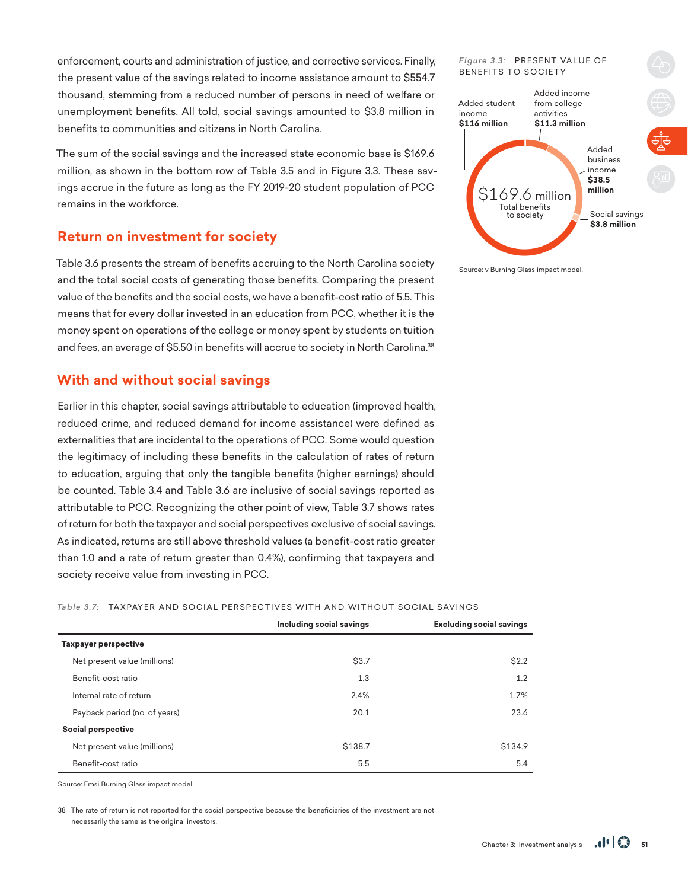enforcement, courts and administration of justice, and corrective services. Finally, the present value of the savings related to income assistance amount to $554.7 thousand, stemming from a reduced number of persons in need of welfare or unemployment benefits. All told, social savings amounted to $3.8 million in benefits to communities and citizens in North Carolina.

The sum of the social savings and the increased state economic base is $169.6 million, as shown in the bottom row of Table 3.5 and in Figure 3.3. These savings accrue in the future as long as the FY 2019-20 student population of PCC remains in the workforce.

*Figure 3.3:* PRESENT VALUE OF BENEFITS TO SOCIETY

- Added student income **$116 million**
- Added income from college activities **$11.3 million**
- Added business income **$38.5 million**
- Social savings **$3.8 million**

$169.6 million Total benefits to society

Source: v Burning Glass impact model.

## Return on investment for society

Table 3.6 presents the stream of benefits accruing to the North Carolina society and the total social costs of generating those benefits. Comparing the present value of the benefits and the social costs, we have a benefit-cost ratio of 5.5. This means that for every dollar invested in an education from PCC, whether it is the money spent on operations of the college or money spent by students on tuition and fees, an average of $5.50 in benefits will accrue to society in North Carolina.[38]

## With and without social savings

Earlier in this chapter, social savings attributable to education (improved health, reduced crime, and reduced demand for income assistance) were defined as externalities that are incidental to the operations of PCC. Some would question the legitimacy of including these benefits in the calculation of rates of return to education, arguing that only the tangible benefits (higher earnings) should be counted. Table 3.4 and Table 3.6 are inclusive of social savings reported as attributable to PCC. Recognizing the other point of view, Table 3.7 shows rates of return for both the taxpayer and social perspectives exclusive of social savings. As indicated, returns are still above threshold values (a benefit-cost ratio greater than 1.0 and a rate of return greater than 0.4%), confirming that taxpayers and society receive value from investing in PCC.

*Table 3.7:* TAXPAYER AND SOCIAL PERSPECTIVES WITH AND WITHOUT SOCIAL SAVINGS

| | Including social savings | Excluding social savings |
|---|---|---|
| **Taxpayer perspective** | | |
| Net present value (millions) | $3.7 | $2.2 |
| Benefit-cost ratio | 1.3 | 1.2 |
| Internal rate of return | 2.4% | 1.7% |
| Payback period (no. of years) | 20.1 | 23.6 |
| **Social perspective** | | |
| Net present value (millions) | $138.7 | $134.9 |
| Benefit-cost ratio | 5.5 | 5.4 |

Source: Emsi Burning Glass impact model.

38 The rate of return is not reported for the social perspective because the beneficiaries of the investment are not necessarily the same as the original investors.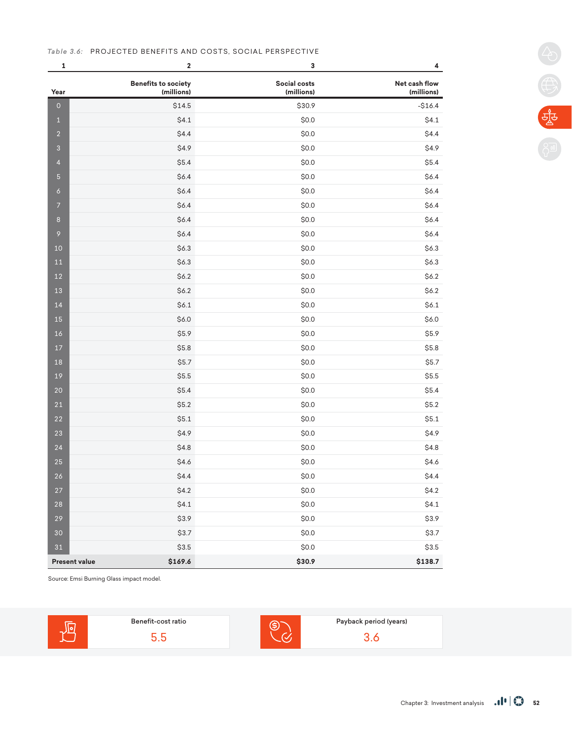*Table 3.6:* PROJECTED BENEFITS AND COSTS, SOCIAL PERSPECTIVE

| 1<br>Year | 2<br>Benefits to society (millions) | 3<br>Social costs (millions) | 4<br>Net cash flow (millions) |
|---|---|---|---|
| 0 | $14.5 | $30.9 | -$16.4 |
| 1 | $4.1 | $0.0 | $4.1 |
| 2 | $4.4 | $0.0 | $4.4 |
| 3 | $4.9 | $0.0 | $4.9 |
| 4 | $5.4 | $0.0 | $5.4 |
| 5 | $6.4 | $0.0 | $6.4 |
| 6 | $6.4 | $0.0 | $6.4 |
| 7 | $6.4 | $0.0 | $6.4 |
| 8 | $6.4 | $0.0 | $6.4 |
| 9 | $6.4 | $0.0 | $6.4 |
| 10 | $6.3 | $0.0 | $6.3 |
| 11 | $6.3 | $0.0 | $6.3 |
| 12 | $6.2 | $0.0 | $6.2 |
| 13 | $6.2 | $0.0 | $6.2 |
| 14 | $6.1 | $0.0 | $6.1 |
| 15 | $6.0 | $0.0 | $6.0 |
| 16 | $5.9 | $0.0 | $5.9 |
| 17 | $5.8 | $0.0 | $5.8 |
| 18 | $5.7 | $0.0 | $5.7 |
| 19 | $5.5 | $0.0 | $5.5 |
| 20 | $5.4 | $0.0 | $5.4 |
| 21 | $5.2 | $0.0 | $5.2 |
| 22 | $5.1 | $0.0 | $5.1 |
| 23 | $4.9 | $0.0 | $4.9 |
| 24 | $4.8 | $0.0 | $4.8 |
| 25 | $4.6 | $0.0 | $4.6 |
| 26 | $4.4 | $0.0 | $4.4 |
| 27 | $4.2 | $0.0 | $4.2 |
| 28 | $4.1 | $0.0 | $4.1 |
| 29 | $3.9 | $0.0 | $3.9 |
| 30 | $3.7 | $0.0 | $3.7 |
| 31 | $3.5 | $0.0 | $3.5 |
| **Present value** | **$169.6** | **$30.9** | **$138.7** |

Source: Emsi Burning Glass impact model.

Benefit-cost ratio
5.5

Payback period (years)
3.6